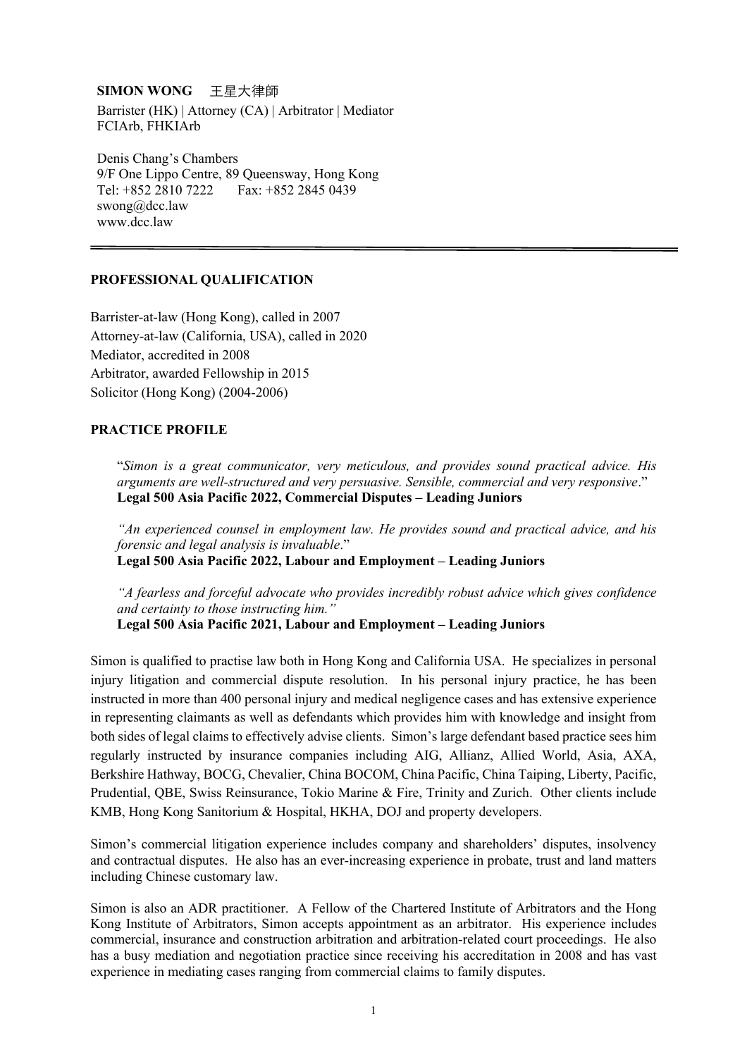**SIMON WONG** 王星大律師

Barrister (HK) | Attorney (CA) | Arbitrator | Mediator
FCIArb, FHKIArb

Denis Chang's Chambers
9/F One Lippo Centre, 89 Queensway, Hong Kong
Tel: +852 2810 7222 Fax: +852 2845 0439
swong@dcc.law
www.dcc.law

---

## PROFESSIONAL QUALIFICATION

Barrister-at-law (Hong Kong), called in 2007
Attorney-at-law (California, USA), called in 2020
Mediator, accredited in 2008
Arbitrator, awarded Fellowship in 2015
Solicitor (Hong Kong) (2004-2006)

## PRACTICE PROFILE

> "*Simon is a great communicator, very meticulous, and provides sound practical advice. His arguments are well-structured and very persuasive. Sensible, commercial and very responsive*."
> **Legal 500 Asia Pacific 2022, Commercial Disputes – Leading Juniors**

> *"An experienced counsel in employment law. He provides sound and practical advice, and his forensic and legal analysis is invaluable*."
> **Legal 500 Asia Pacific 2022, Labour and Employment – Leading Juniors**

> *"A fearless and forceful advocate who provides incredibly robust advice which gives confidence and certainty to those instructing him."*
> **Legal 500 Asia Pacific 2021, Labour and Employment – Leading Juniors**

Simon is qualified to practise law both in Hong Kong and California USA. He specializes in personal injury litigation and commercial dispute resolution. In his personal injury practice, he has been instructed in more than 400 personal injury and medical negligence cases and has extensive experience in representing claimants as well as defendants which provides him with knowledge and insight from both sides of legal claims to effectively advise clients. Simon's large defendant based practice sees him regularly instructed by insurance companies including AIG, Allianz, Allied World, Asia, AXA, Berkshire Hathway, BOCG, Chevalier, China BOCOM, China Pacific, China Taiping, Liberty, Pacific, Prudential, QBE, Swiss Reinsurance, Tokio Marine & Fire, Trinity and Zurich. Other clients include KMB, Hong Kong Sanitorium & Hospital, HKHA, DOJ and property developers.

Simon's commercial litigation experience includes company and shareholders' disputes, insolvency and contractual disputes. He also has an ever-increasing experience in probate, trust and land matters including Chinese customary law.

Simon is also an ADR practitioner. A Fellow of the Chartered Institute of Arbitrators and the Hong Kong Institute of Arbitrators, Simon accepts appointment as an arbitrator. His experience includes commercial, insurance and construction arbitration and arbitration-related court proceedings. He also has a busy mediation and negotiation practice since receiving his accreditation in 2008 and has vast experience in mediating cases ranging from commercial claims to family disputes.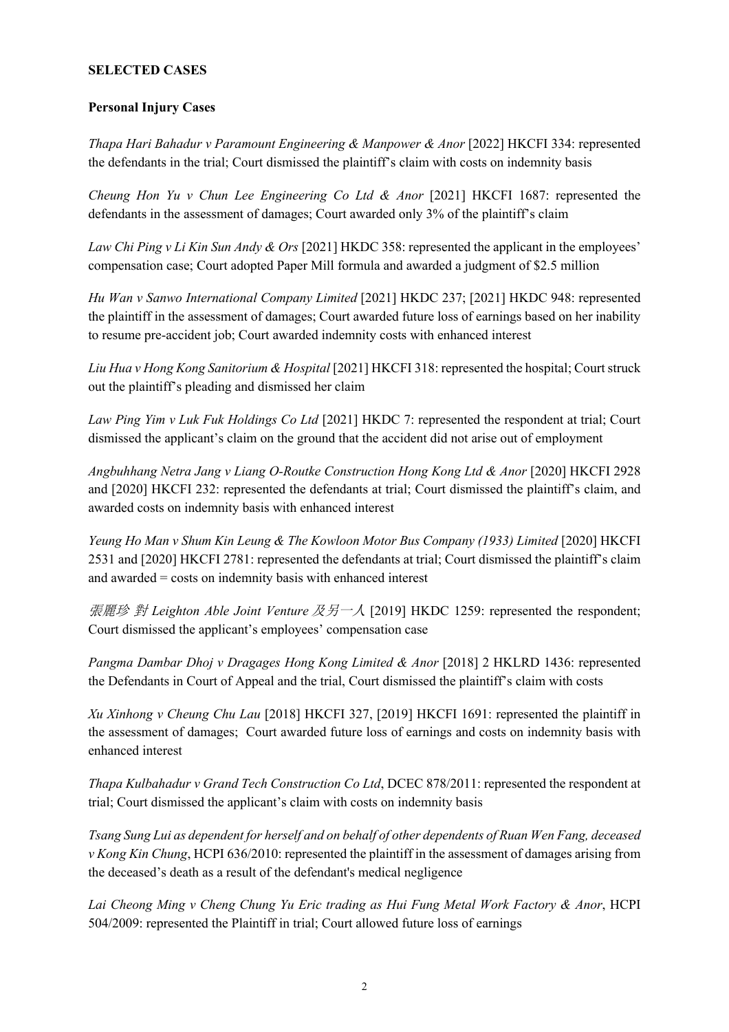**SELECTED CASES**

**Personal Injury Cases**

*Thapa Hari Bahadur v Paramount Engineering & Manpower & Anor* [2022] HKCFI 334: represented the defendants in the trial; Court dismissed the plaintiff's claim with costs on indemnity basis

*Cheung Hon Yu v Chun Lee Engineering Co Ltd & Anor* [2021] HKCFI 1687: represented the defendants in the assessment of damages; Court awarded only 3% of the plaintiff's claim

*Law Chi Ping v Li Kin Sun Andy & Ors* [2021] HKDC 358: represented the applicant in the employees' compensation case; Court adopted Paper Mill formula and awarded a judgment of $2.5 million

*Hu Wan v Sanwo International Company Limited* [2021] HKDC 237; [2021] HKDC 948: represented the plaintiff in the assessment of damages; Court awarded future loss of earnings based on her inability to resume pre-accident job; Court awarded indemnity costs with enhanced interest

*Liu Hua v Hong Kong Sanitorium & Hospital* [2021] HKCFI 318: represented the hospital; Court struck out the plaintiff's pleading and dismissed her claim

*Law Ping Yim v Luk Fuk Holdings Co Ltd* [2021] HKDC 7: represented the respondent at trial; Court dismissed the applicant's claim on the ground that the accident did not arise out of employment

*Angbuhhang Netra Jang v Liang O-Routke Construction Hong Kong Ltd & Anor* [2020] HKCFI 2928 and [2020] HKCFI 232: represented the defendants at trial; Court dismissed the plaintiff's claim, and awarded costs on indemnity basis with enhanced interest

*Yeung Ho Man v Shum Kin Leung & The Kowloon Motor Bus Company (1933) Limited* [2020] HKCFI 2531 and [2020] HKCFI 2781: represented the defendants at trial; Court dismissed the plaintiff's claim and awarded = costs on indemnity basis with enhanced interest

*張麗珍 對 Leighton Able Joint Venture 及另一人* [2019] HKDC 1259: represented the respondent; Court dismissed the applicant's employees' compensation case

*Pangma Dambar Dhoj v Dragages Hong Kong Limited & Anor* [2018] 2 HKLRD 1436: represented the Defendants in Court of Appeal and the trial, Court dismissed the plaintiff's claim with costs

*Xu Xinhong v Cheung Chu Lau* [2018] HKCFI 327, [2019] HKCFI 1691: represented the plaintiff in the assessment of damages; Court awarded future loss of earnings and costs on indemnity basis with enhanced interest

*Thapa Kulbahadur v Grand Tech Construction Co Ltd*, DCEC 878/2011: represented the respondent at trial; Court dismissed the applicant's claim with costs on indemnity basis

*Tsang Sung Lui as dependent for herself and on behalf of other dependents of Ruan Wen Fang, deceased v Kong Kin Chung*, HCPI 636/2010: represented the plaintiff in the assessment of damages arising from the deceased's death as a result of the defendant's medical negligence

*Lai Cheong Ming v Cheng Chung Yu Eric trading as Hui Fung Metal Work Factory & Anor*, HCPI 504/2009: represented the Plaintiff in trial; Court allowed future loss of earnings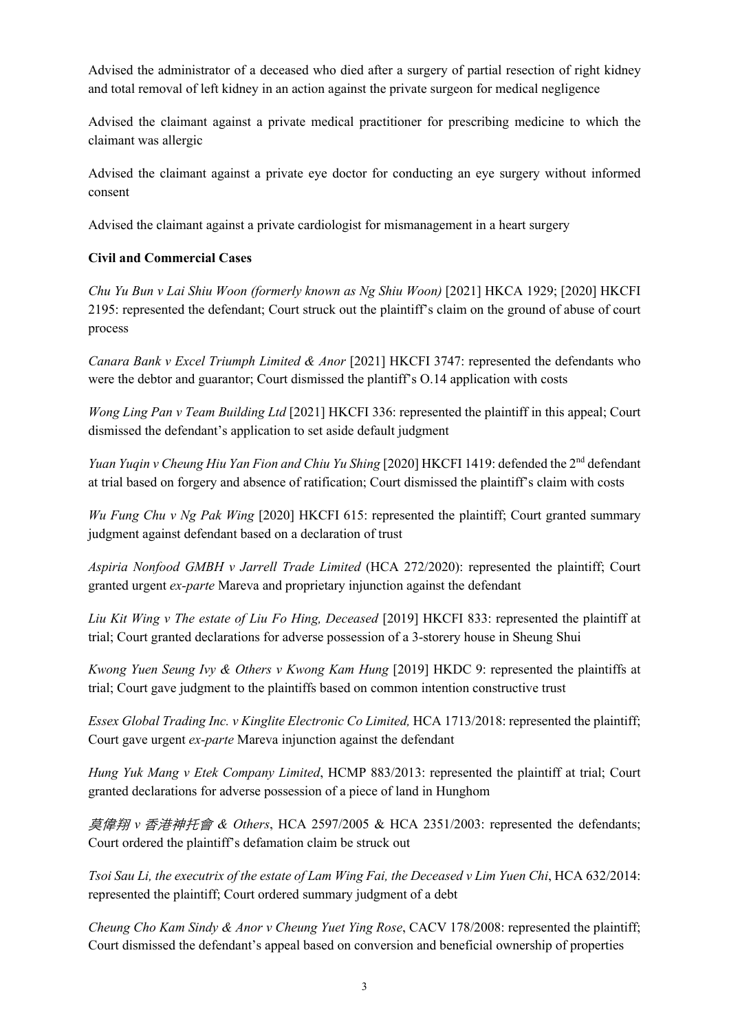Advised the administrator of a deceased who died after a surgery of partial resection of right kidney and total removal of left kidney in an action against the private surgeon for medical negligence

Advised the claimant against a private medical practitioner for prescribing medicine to which the claimant was allergic

Advised the claimant against a private eye doctor for conducting an eye surgery without informed consent

Advised the claimant against a private cardiologist for mismanagement in a heart surgery

**Civil and Commercial Cases**

*Chu Yu Bun v Lai Shiu Woon (formerly known as Ng Shiu Woon)* [2021] HKCA 1929; [2020] HKCFI 2195: represented the defendant; Court struck out the plaintiff's claim on the ground of abuse of court process

*Canara Bank v Excel Triumph Limited & Anor* [2021] HKCFI 3747: represented the defendants who were the debtor and guarantor; Court dismissed the plantiff's O.14 application with costs

*Wong Ling Pan v Team Building Ltd* [2021] HKCFI 336: represented the plaintiff in this appeal; Court dismissed the defendant's application to set aside default judgment

*Yuan Yuqin v Cheung Hiu Yan Fion and Chiu Yu Shing* [2020] HKCFI 1419: defended the 2nd defendant at trial based on forgery and absence of ratification; Court dismissed the plaintiff's claim with costs

*Wu Fung Chu v Ng Pak Wing* [2020] HKCFI 615: represented the plaintiff; Court granted summary judgment against defendant based on a declaration of trust

*Aspiria Nonfood GMBH v Jarrell Trade Limited* (HCA 272/2020): represented the plaintiff; Court granted urgent *ex-parte* Mareva and proprietary injunction against the defendant

*Liu Kit Wing v The estate of Liu Fo Hing, Deceased* [2019] HKCFI 833: represented the plaintiff at trial; Court granted declarations for adverse possession of a 3-storery house in Sheung Shui

*Kwong Yuen Seung Ivy & Others v Kwong Kam Hung* [2019] HKDC 9: represented the plaintiffs at trial; Court gave judgment to the plaintiffs based on common intention constructive trust

*Essex Global Trading Inc. v Kinglite Electronic Co Limited,* HCA 1713/2018: represented the plaintiff; Court gave urgent *ex-parte* Mareva injunction against the defendant

*Hung Yuk Mang v Etek Company Limited*, HCMP 883/2013: represented the plaintiff at trial; Court granted declarations for adverse possession of a piece of land in Hunghom

*莫偉翔 v 香港神托會 & Others*, HCA 2597/2005 & HCA 2351/2003: represented the defendants; Court ordered the plaintiff's defamation claim be struck out

*Tsoi Sau Li, the executrix of the estate of Lam Wing Fai, the Deceased v Lim Yuen Chi*, HCA 632/2014: represented the plaintiff; Court ordered summary judgment of a debt

*Cheung Cho Kam Sindy & Anor v Cheung Yuet Ying Rose*, CACV 178/2008: represented the plaintiff; Court dismissed the defendant's appeal based on conversion and beneficial ownership of properties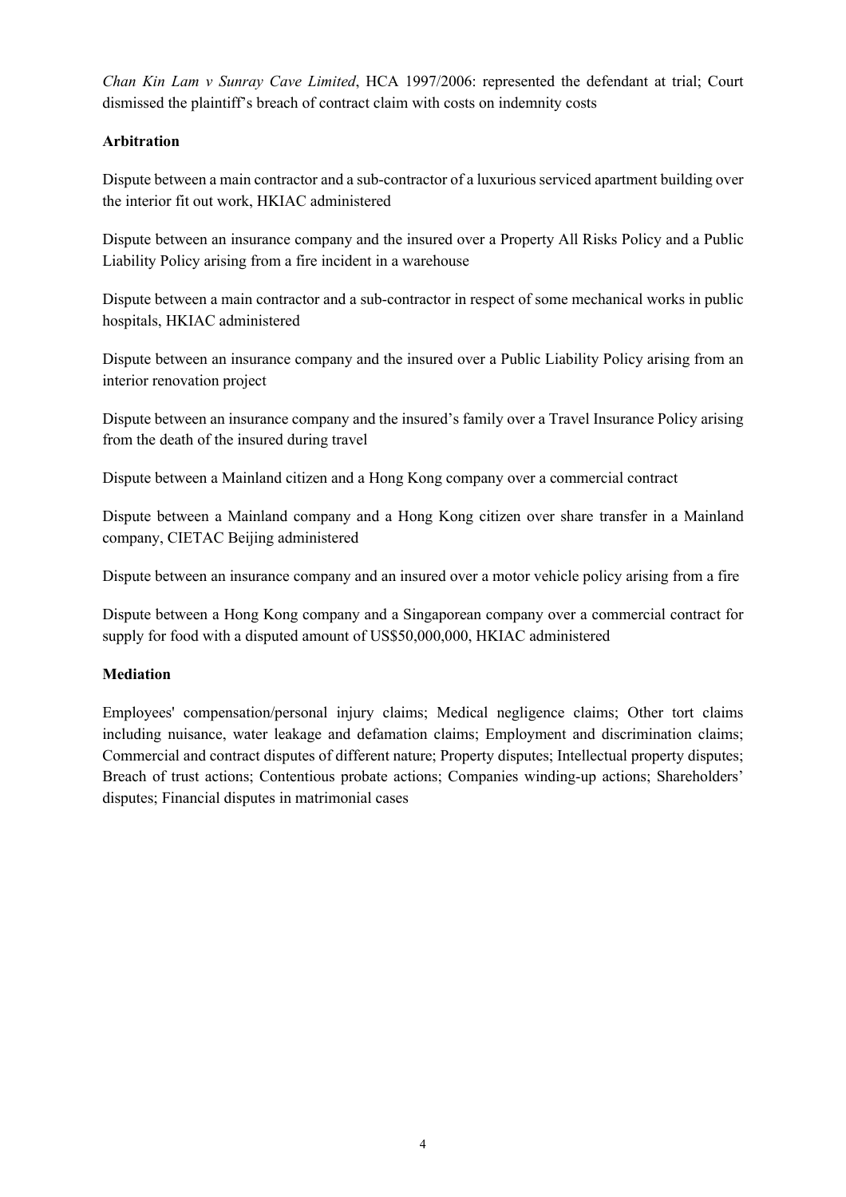*Chan Kin Lam v Sunray Cave Limited*, HCA 1997/2006: represented the defendant at trial; Court dismissed the plaintiff's breach of contract claim with costs on indemnity costs

**Arbitration**

Dispute between a main contractor and a sub-contractor of a luxurious serviced apartment building over the interior fit out work, HKIAC administered

Dispute between an insurance company and the insured over a Property All Risks Policy and a Public Liability Policy arising from a fire incident in a warehouse

Dispute between a main contractor and a sub-contractor in respect of some mechanical works in public hospitals, HKIAC administered

Dispute between an insurance company and the insured over a Public Liability Policy arising from an interior renovation project

Dispute between an insurance company and the insured's family over a Travel Insurance Policy arising from the death of the insured during travel

Dispute between a Mainland citizen and a Hong Kong company over a commercial contract

Dispute between a Mainland company and a Hong Kong citizen over share transfer in a Mainland company, CIETAC Beijing administered

Dispute between an insurance company and an insured over a motor vehicle policy arising from a fire

Dispute between a Hong Kong company and a Singaporean company over a commercial contract for supply for food with a disputed amount of US$50,000,000, HKIAC administered

**Mediation**

Employees' compensation/personal injury claims; Medical negligence claims; Other tort claims including nuisance, water leakage and defamation claims; Employment and discrimination claims; Commercial and contract disputes of different nature; Property disputes; Intellectual property disputes; Breach of trust actions; Contentious probate actions; Companies winding-up actions; Shareholders' disputes; Financial disputes in matrimonial cases